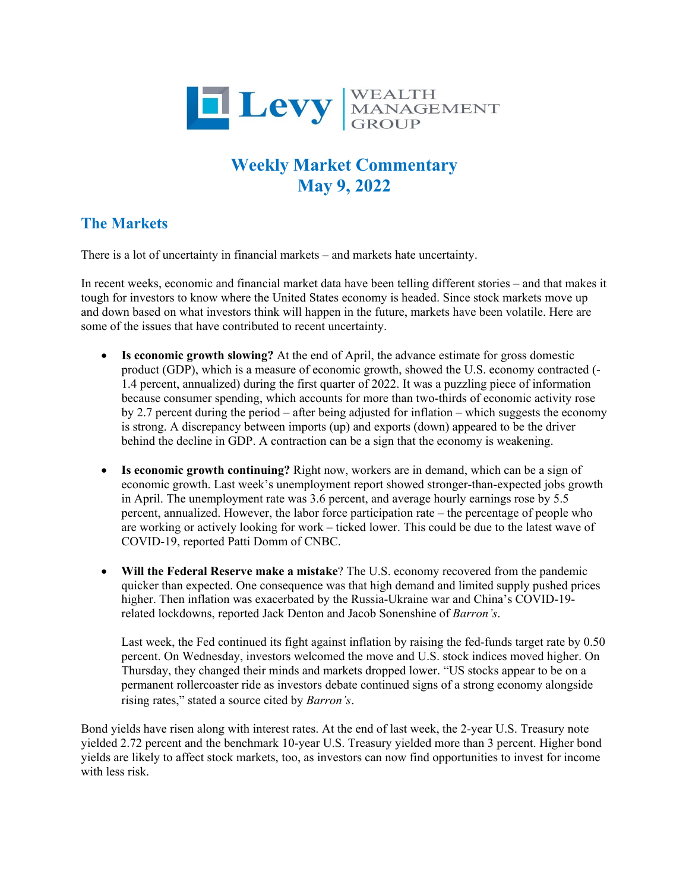Levy | WEALTH MANAGEMENT GROUP

# Weekly Market Commentary
# May 9, 2022

## The Markets

There is a lot of uncertainty in financial markets – and markets hate uncertainty.

In recent weeks, economic and financial market data have been telling different stories – and that makes it tough for investors to know where the United States economy is headed. Since stock markets move up and down based on what investors think will happen in the future, markets have been volatile. Here are some of the issues that have contributed to recent uncertainty.

- **Is economic growth slowing?** At the end of April, the advance estimate for gross domestic product (GDP), which is a measure of economic growth, showed the U.S. economy contracted (-1.4 percent, annualized) during the first quarter of 2022. It was a puzzling piece of information because consumer spending, which accounts for more than two-thirds of economic activity rose by 2.7 percent during the period – after being adjusted for inflation – which suggests the economy is strong. A discrepancy between imports (up) and exports (down) appeared to be the driver behind the decline in GDP. A contraction can be a sign that the economy is weakening.

- **Is economic growth continuing?** Right now, workers are in demand, which can be a sign of economic growth. Last week's unemployment report showed stronger-than-expected jobs growth in April. The unemployment rate was 3.6 percent, and average hourly earnings rose by 5.5 percent, annualized. However, the labor force participation rate – the percentage of people who are working or actively looking for work – ticked lower. This could be due to the latest wave of COVID-19, reported Patti Domm of CNBC.

- **Will the Federal Reserve make a mistake**? The U.S. economy recovered from the pandemic quicker than expected. One consequence was that high demand and limited supply pushed prices higher. Then inflation was exacerbated by the Russia-Ukraine war and China's COVID-19-related lockdowns, reported Jack Denton and Jacob Sonenshine of *Barron's*.

  Last week, the Fed continued its fight against inflation by raising the fed-funds target rate by 0.50 percent. On Wednesday, investors welcomed the move and U.S. stock indices moved higher. On Thursday, they changed their minds and markets dropped lower. "US stocks appear to be on a permanent rollercoaster ride as investors debate continued signs of a strong economy alongside rising rates," stated a source cited by *Barron's*.

Bond yields have risen along with interest rates. At the end of last week, the 2-year U.S. Treasury note yielded 2.72 percent and the benchmark 10-year U.S. Treasury yielded more than 3 percent. Higher bond yields are likely to affect stock markets, too, as investors can now find opportunities to invest for income with less risk.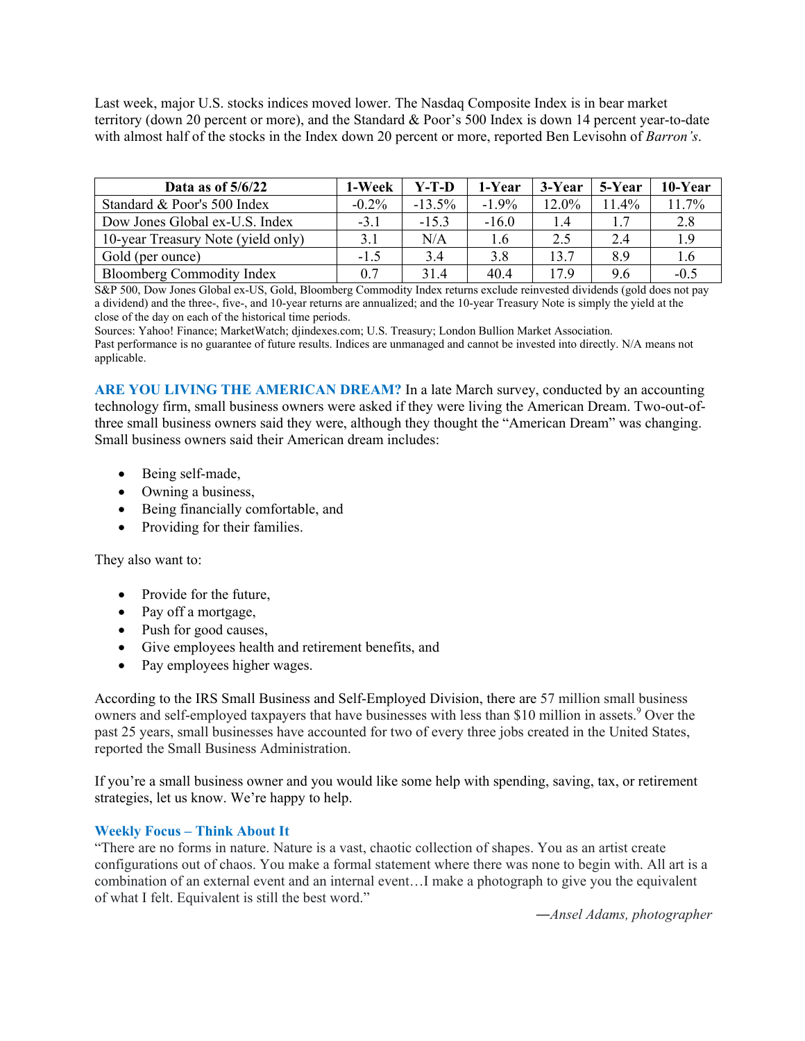Last week, major U.S. stocks indices moved lower. The Nasdaq Composite Index is in bear market territory (down 20 percent or more), and the Standard & Poor's 500 Index is down 14 percent year-to-date with almost half of the stocks in the Index down 20 percent or more, reported Ben Levisohn of *Barron's*.

| Data as of 5/6/22 | 1-Week | Y-T-D | 1-Year | 3-Year | 5-Year | 10-Year |
|---|---|---|---|---|---|---|
| Standard & Poor's 500 Index | -0.2% | -13.5% | -1.9% | 12.0% | 11.4% | 11.7% |
| Dow Jones Global ex-U.S. Index | -3.1 | -15.3 | -16.0 | 1.4 | 1.7 | 2.8 |
| 10-year Treasury Note (yield only) | 3.1 | N/A | 1.6 | 2.5 | 2.4 | 1.9 |
| Gold (per ounce) | -1.5 | 3.4 | 3.8 | 13.7 | 8.9 | 1.6 |
| Bloomberg Commodity Index | 0.7 | 31.4 | 40.4 | 17.9 | 9.6 | -0.5 |

S&P 500, Dow Jones Global ex-US, Gold, Bloomberg Commodity Index returns exclude reinvested dividends (gold does not pay a dividend) and the three-, five-, and 10-year returns are annualized; and the 10-year Treasury Note is simply the yield at the close of the day on each of the historical time periods.

Sources: Yahoo! Finance; MarketWatch; djindexes.com; U.S. Treasury; London Bullion Market Association.

Past performance is no guarantee of future results. Indices are unmanaged and cannot be invested into directly. N/A means not applicable.

**ARE YOU LIVING THE AMERICAN DREAM?** In a late March survey, conducted by an accounting technology firm, small business owners were asked if they were living the American Dream. Two-out-of-three small business owners said they were, although they thought the "American Dream" was changing. Small business owners said their American dream includes:

- Being self-made,
- Owning a business,
- Being financially comfortable, and
- Providing for their families.

They also want to:

- Provide for the future,
- Pay off a mortgage,
- Push for good causes,
- Give employees health and retirement benefits, and
- Pay employees higher wages.

According to the IRS Small Business and Self-Employed Division, there are 57 million small business owners and self-employed taxpayers that have businesses with less than $10 million in assets.[9] Over the past 25 years, small businesses have accounted for two of every three jobs created in the United States, reported the Small Business Administration.

If you're a small business owner and you would like some help with spending, saving, tax, or retirement strategies, let us know. We're happy to help.

**Weekly Focus – Think About It**

"There are no forms in nature. Nature is a vast, chaotic collection of shapes. You as an artist create configurations out of chaos. You make a formal statement where there was none to begin with. All art is a combination of an external event and an internal event…I make a photograph to give you the equivalent of what I felt. Equivalent is still the best word."

―*Ansel Adams, photographer*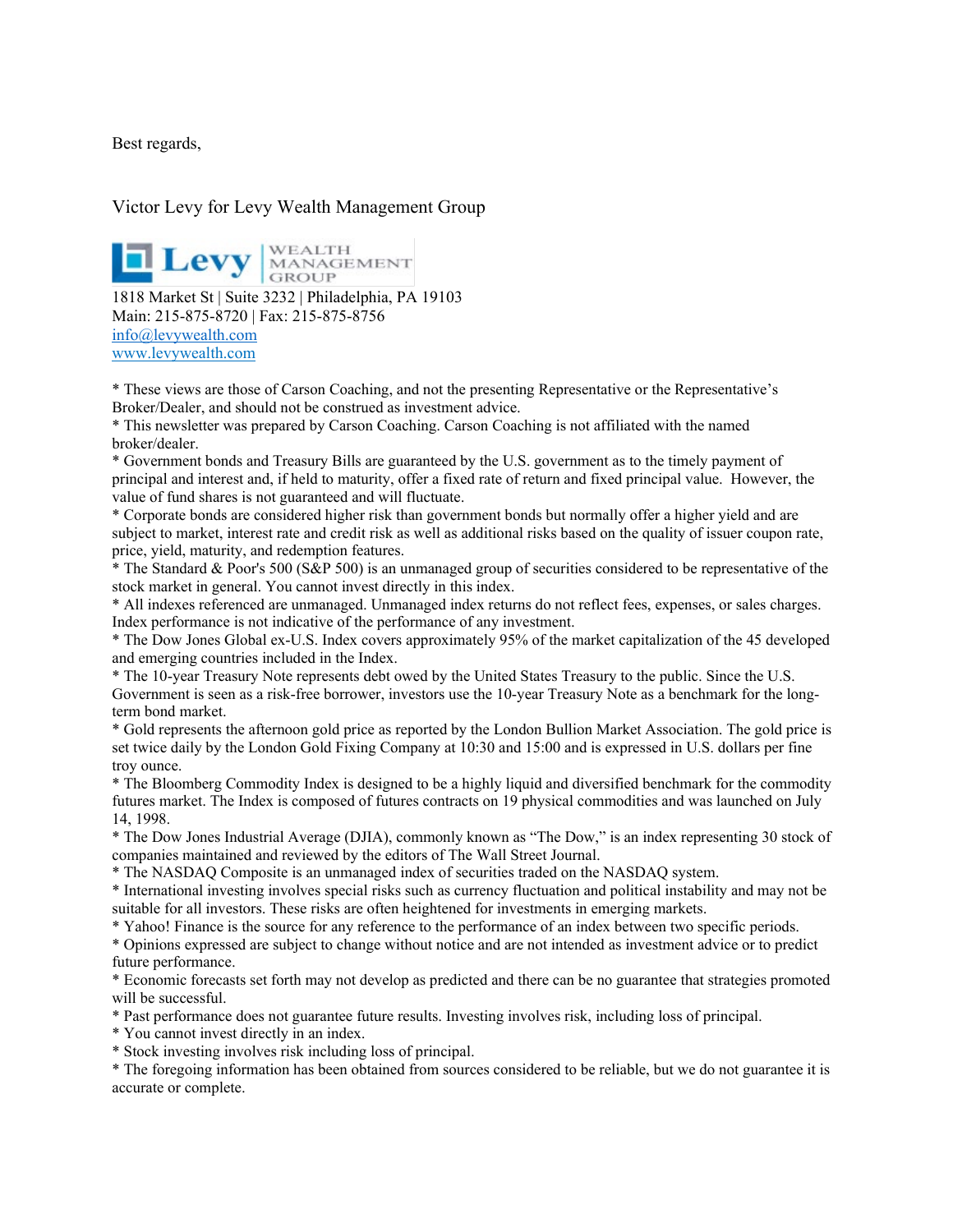Best regards,

Victor Levy for Levy Wealth Management Group

Levy WEALTH MANAGEMENT GROUP

1818 Market St | Suite 3232 | Philadelphia, PA 19103
Main: 215-875-8720 | Fax: 215-875-8756
info@levywealth.com
www.levywealth.com

* These views are those of Carson Coaching, and not the presenting Representative or the Representative's Broker/Dealer, and should not be construed as investment advice.
* This newsletter was prepared by Carson Coaching. Carson Coaching is not affiliated with the named broker/dealer.
* Government bonds and Treasury Bills are guaranteed by the U.S. government as to the timely payment of principal and interest and, if held to maturity, offer a fixed rate of return and fixed principal value. However, the value of fund shares is not guaranteed and will fluctuate.
* Corporate bonds are considered higher risk than government bonds but normally offer a higher yield and are subject to market, interest rate and credit risk as well as additional risks based on the quality of issuer coupon rate, price, yield, maturity, and redemption features.
* The Standard & Poor's 500 (S&P 500) is an unmanaged group of securities considered to be representative of the stock market in general. You cannot invest directly in this index.
* All indexes referenced are unmanaged. Unmanaged index returns do not reflect fees, expenses, or sales charges. Index performance is not indicative of the performance of any investment.
* The Dow Jones Global ex-U.S. Index covers approximately 95% of the market capitalization of the 45 developed and emerging countries included in the Index.
* The 10-year Treasury Note represents debt owed by the United States Treasury to the public. Since the U.S. Government is seen as a risk-free borrower, investors use the 10-year Treasury Note as a benchmark for the long-term bond market.
* Gold represents the afternoon gold price as reported by the London Bullion Market Association. The gold price is set twice daily by the London Gold Fixing Company at 10:30 and 15:00 and is expressed in U.S. dollars per fine troy ounce.
* The Bloomberg Commodity Index is designed to be a highly liquid and diversified benchmark for the commodity futures market. The Index is composed of futures contracts on 19 physical commodities and was launched on July 14, 1998.
* The Dow Jones Industrial Average (DJIA), commonly known as "The Dow," is an index representing 30 stock of companies maintained and reviewed by the editors of The Wall Street Journal.
* The NASDAQ Composite is an unmanaged index of securities traded on the NASDAQ system.
* International investing involves special risks such as currency fluctuation and political instability and may not be suitable for all investors. These risks are often heightened for investments in emerging markets.
* Yahoo! Finance is the source for any reference to the performance of an index between two specific periods.
* Opinions expressed are subject to change without notice and are not intended as investment advice or to predict future performance.
* Economic forecasts set forth may not develop as predicted and there can be no guarantee that strategies promoted will be successful.
* Past performance does not guarantee future results. Investing involves risk, including loss of principal.
* You cannot invest directly in an index.
* Stock investing involves risk including loss of principal.
* The foregoing information has been obtained from sources considered to be reliable, but we do not guarantee it is accurate or complete.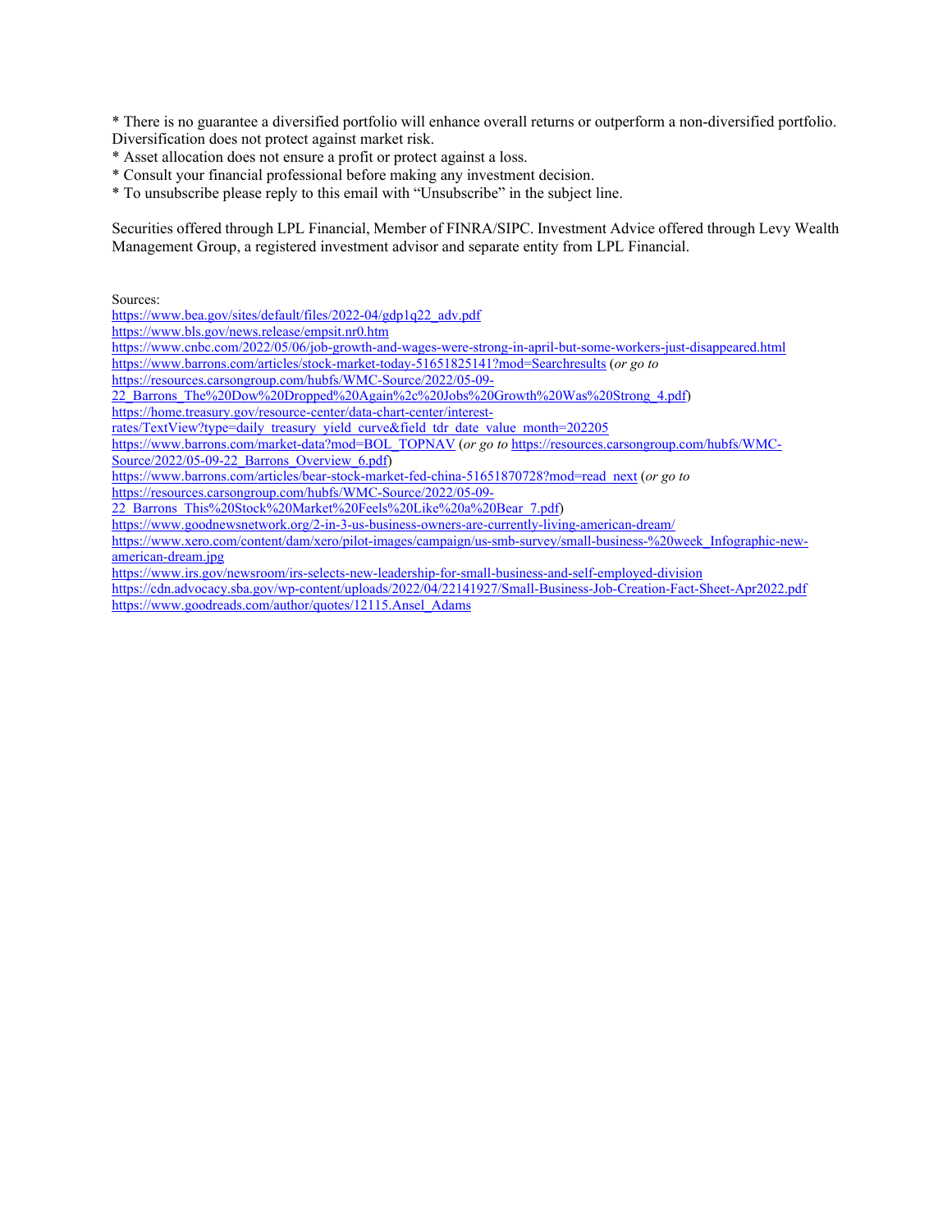* There is no guarantee a diversified portfolio will enhance overall returns or outperform a non-diversified portfolio. Diversification does not protect against market risk.
* Asset allocation does not ensure a profit or protect against a loss.
* Consult your financial professional before making any investment decision.
* To unsubscribe please reply to this email with "Unsubscribe" in the subject line.

Securities offered through LPL Financial, Member of FINRA/SIPC. Investment Advice offered through Levy Wealth Management Group, a registered investment advisor and separate entity from LPL Financial.

Sources:
https://www.bea.gov/sites/default/files/2022-04/gdp1q22_adv.pdf
https://www.bls.gov/news.release/empsit.nr0.htm
https://www.cnbc.com/2022/05/06/job-growth-and-wages-were-strong-in-april-but-some-workers-just-disappeared.html
https://www.barrons.com/articles/stock-market-today-51651825141?mod=Searchresults (*or go to* https://resources.carsongroup.com/hubfs/WMC-Source/2022/05-09-22_Barrons_The%20Dow%20Dropped%20Again%2c%20Jobs%20Growth%20Was%20Strong_4.pdf)
https://home.treasury.gov/resource-center/data-chart-center/interest-rates/TextView?type=daily_treasury_yield_curve&field_tdr_date_value_month=202205
https://www.barrons.com/market-data?mod=BOL_TOPNAV (*or go to* https://resources.carsongroup.com/hubfs/WMC-Source/2022/05-09-22_Barrons_Overview_6.pdf)
https://www.barrons.com/articles/bear-stock-market-fed-china-51651870728?mod=read_next (*or go to* https://resources.carsongroup.com/hubfs/WMC-Source/2022/05-09-22_Barrons_This%20Stock%20Market%20Feels%20Like%20a%20Bear_7.pdf)
https://www.goodnewsnetwork.org/2-in-3-us-business-owners-are-currently-living-american-dream/
https://www.xero.com/content/dam/xero/pilot-images/campaign/us-smb-survey/small-business-%20week_Infographic-new-american-dream.jpg
https://www.irs.gov/newsroom/irs-selects-new-leadership-for-small-business-and-self-employed-division
https://cdn.advocacy.sba.gov/wp-content/uploads/2022/04/22141927/Small-Business-Job-Creation-Fact-Sheet-Apr2022.pdf
https://www.goodreads.com/author/quotes/12115.Ansel_Adams